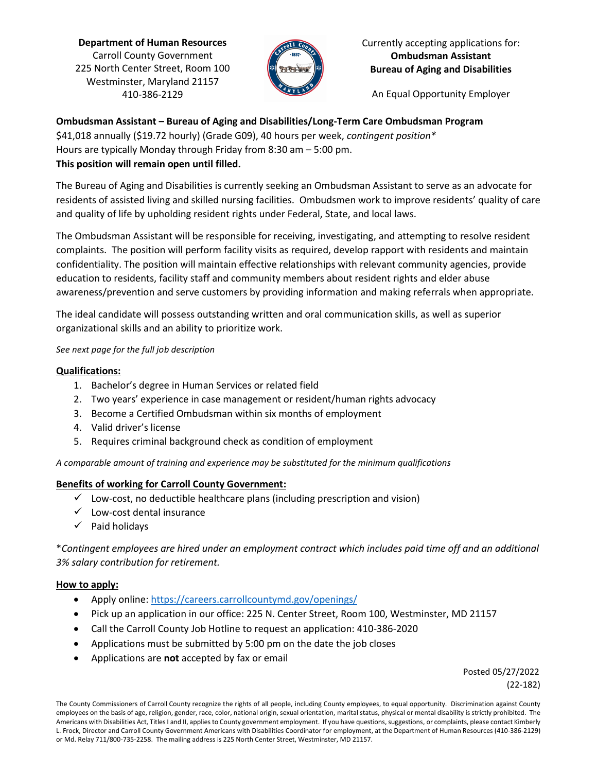**Department of Human Resources**
Carroll County Government
225 North Center Street, Room 100
Westminster, Maryland 21157
410-386-2129

Currently accepting applications for:
**Ombudsman Assistant**
**Bureau of Aging and Disabilities**

An Equal Opportunity Employer

**Ombudsman Assistant – Bureau of Aging and Disabilities/Long-Term Care Ombudsman Program**
$41,018 annually ($19.72 hourly) (Grade G09), 40 hours per week, *contingent position**
Hours are typically Monday through Friday from 8:30 am – 5:00 pm.
**This position will remain open until filled.**

The Bureau of Aging and Disabilities is currently seeking an Ombudsman Assistant to serve as an advocate for residents of assisted living and skilled nursing facilities. Ombudsmen work to improve residents' quality of care and quality of life by upholding resident rights under Federal, State, and local laws.

The Ombudsman Assistant will be responsible for receiving, investigating, and attempting to resolve resident complaints. The position will perform facility visits as required, develop rapport with residents and maintain confidentiality. The position will maintain effective relationships with relevant community agencies, provide education to residents, facility staff and community members about resident rights and elder abuse awareness/prevention and serve customers by providing information and making referrals when appropriate.

The ideal candidate will possess outstanding written and oral communication skills, as well as superior organizational skills and an ability to prioritize work.

*See next page for the full job description*

**Qualifications:**

1. Bachelor's degree in Human Services or related field
2. Two years' experience in case management or resident/human rights advocacy
3. Become a Certified Ombudsman within six months of employment
4. Valid driver's license
5. Requires criminal background check as condition of employment

*A comparable amount of training and experience may be substituted for the minimum qualifications*

**Benefits of working for Carroll County Government:**

- ✓ Low-cost, no deductible healthcare plans (including prescription and vision)
- ✓ Low-cost dental insurance
- ✓ Paid holidays

**Contingent employees are hired under an employment contract which includes paid time off and an additional 3% salary contribution for retirement.*

**How to apply:**

- Apply online: https://careers.carrollcountymd.gov/openings/
- Pick up an application in our office: 225 N. Center Street, Room 100, Westminster, MD 21157
- Call the Carroll County Job Hotline to request an application: 410-386-2020
- Applications must be submitted by 5:00 pm on the date the job closes
- Applications are **not** accepted by fax or email

Posted 05/27/2022
(22-182)

The County Commissioners of Carroll County recognize the rights of all people, including County employees, to equal opportunity. Discrimination against County employees on the basis of age, religion, gender, race, color, national origin, sexual orientation, marital status, physical or mental disability is strictly prohibited. The Americans with Disabilities Act, Titles I and II, applies to County government employment. If you have questions, suggestions, or complaints, please contact Kimberly L. Frock, Director and Carroll County Government Americans with Disabilities Coordinator for employment, at the Department of Human Resources (410-386-2129) or Md. Relay 711/800-735-2258. The mailing address is 225 North Center Street, Westminster, MD 21157.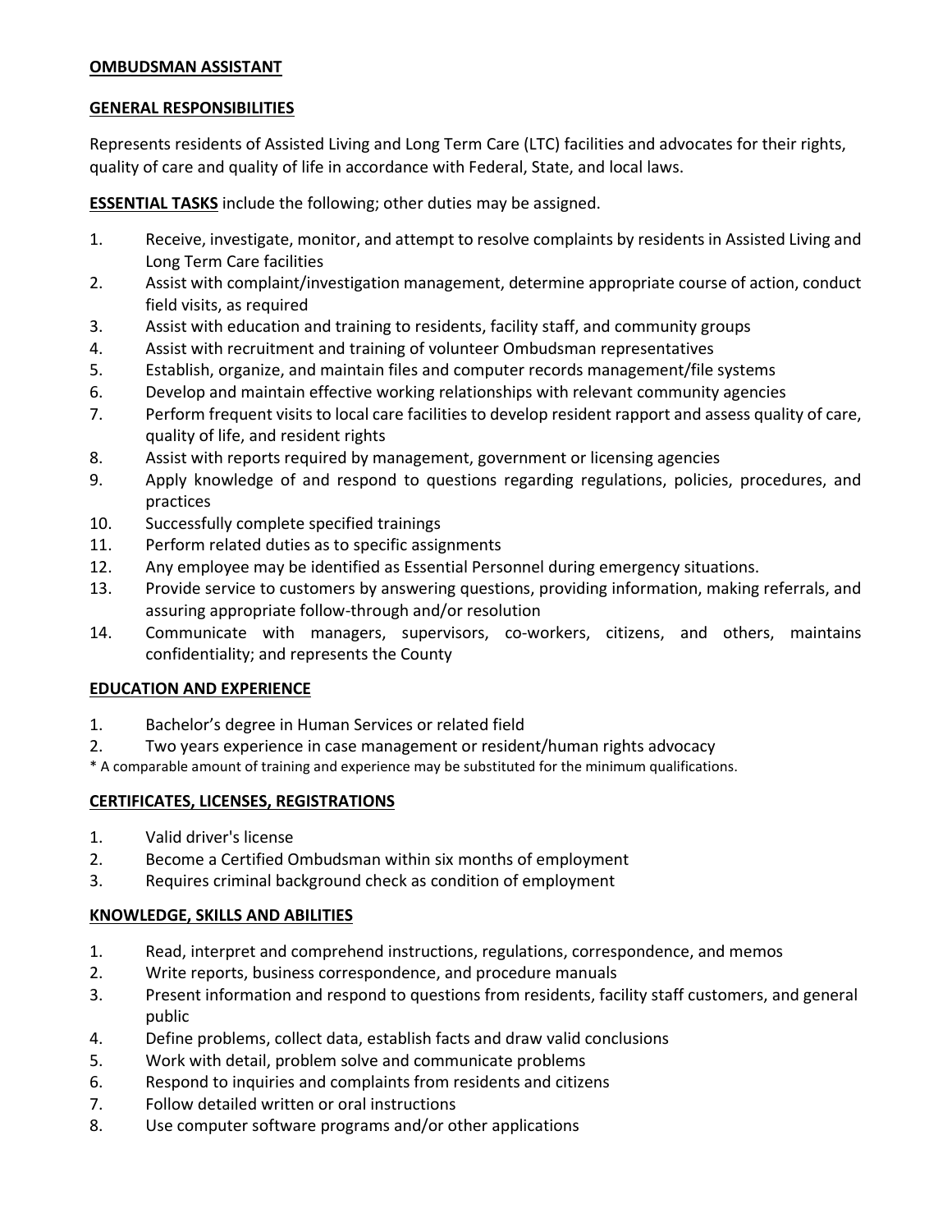## OMBUDSMAN ASSISTANT

### GENERAL RESPONSIBILITIES

Represents residents of Assisted Living and Long Term Care (LTC) facilities and advocates for their rights, quality of care and quality of life in accordance with Federal, State, and local laws.

**ESSENTIAL TASKS** include the following; other duties may be assigned.

1. Receive, investigate, monitor, and attempt to resolve complaints by residents in Assisted Living and Long Term Care facilities
2. Assist with complaint/investigation management, determine appropriate course of action, conduct field visits, as required
3. Assist with education and training to residents, facility staff, and community groups
4. Assist with recruitment and training of volunteer Ombudsman representatives
5. Establish, organize, and maintain files and computer records management/file systems
6. Develop and maintain effective working relationships with relevant community agencies
7. Perform frequent visits to local care facilities to develop resident rapport and assess quality of care, quality of life, and resident rights
8. Assist with reports required by management, government or licensing agencies
9. Apply knowledge of and respond to questions regarding regulations, policies, procedures, and practices
10. Successfully complete specified trainings
11. Perform related duties as to specific assignments
12. Any employee may be identified as Essential Personnel during emergency situations.
13. Provide service to customers by answering questions, providing information, making referrals, and assuring appropriate follow-through and/or resolution
14. Communicate with managers, supervisors, co-workers, citizens, and others, maintains confidentiality; and represents the County

### EDUCATION AND EXPERIENCE

1. Bachelor's degree in Human Services or related field
2. Two years experience in case management or resident/human rights advocacy

\* A comparable amount of training and experience may be substituted for the minimum qualifications.

### CERTIFICATES, LICENSES, REGISTRATIONS

1. Valid driver's license
2. Become a Certified Ombudsman within six months of employment
3. Requires criminal background check as condition of employment

### KNOWLEDGE, SKILLS AND ABILITIES

1. Read, interpret and comprehend instructions, regulations, correspondence, and memos
2. Write reports, business correspondence, and procedure manuals
3. Present information and respond to questions from residents, facility staff customers, and general public
4. Define problems, collect data, establish facts and draw valid conclusions
5. Work with detail, problem solve and communicate problems
6. Respond to inquiries and complaints from residents and citizens
7. Follow detailed written or oral instructions
8. Use computer software programs and/or other applications